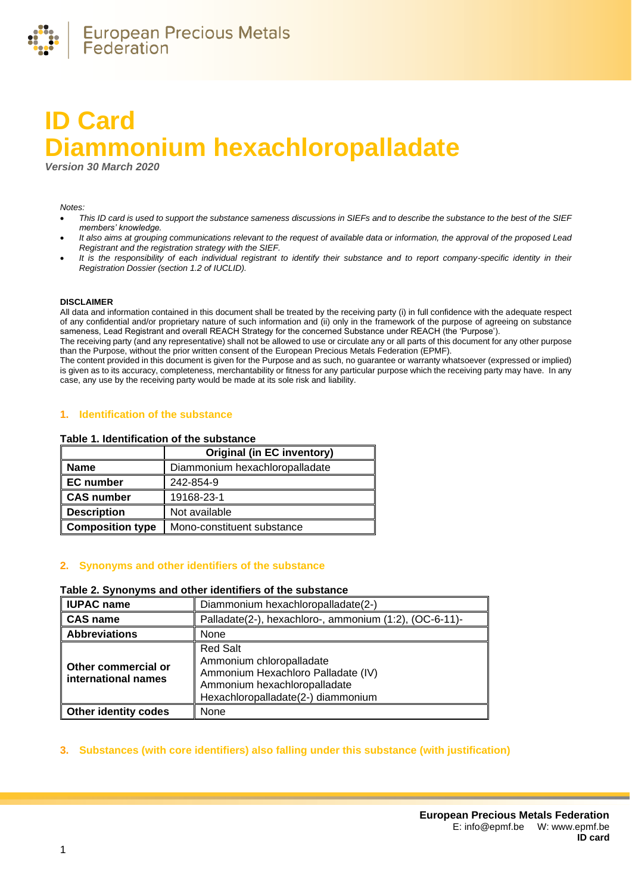# ID Card
# Diammonium hexachloropalladate

***Version 30 March 2020***

*Notes:*

- *This ID card is used to support the substance sameness discussions in SIEFs and to describe the substance to the best of the SIEF members' knowledge.*
- *It also aims at grouping communications relevant to the request of available data or information, the approval of the proposed Lead Registrant and the registration strategy with the SIEF.*
- *It is the responsibility of each individual registrant to identify their substance and to report company-specific identity in their Registration Dossier (section 1.2 of IUCLID).*

**DISCLAIMER**

All data and information contained in this document shall be treated by the receiving party (i) in full confidence with the adequate respect of any confidential and/or proprietary nature of such information and (ii) only in the framework of the purpose of agreeing on substance sameness, Lead Registrant and overall REACH Strategy for the concerned Substance under REACH (the 'Purpose').

The receiving party (and any representative) shall not be allowed to use or circulate any or all parts of this document for any other purpose than the Purpose, without the prior written consent of the European Precious Metals Federation (EPMF).

The content provided in this document is given for the Purpose and as such, no guarantee or warranty whatsoever (expressed or implied) is given as to its accuracy, completeness, merchantability or fitness for any particular purpose which the receiving party may have. In any case, any use by the receiving party would be made at its sole risk and liability.

## 1. Identification of the substance

**Table 1. Identification of the substance**

| | Original (in EC inventory) |
|---|---|
| **Name** | Diammonium hexachloropalladate |
| **EC number** | 242-854-9 |
| **CAS number** | 19168-23-1 |
| **Description** | Not available |
| **Composition type** | Mono-constituent substance |

## 2. Synonyms and other identifiers of the substance

**Table 2. Synonyms and other identifiers of the substance**

| | |
|---|---|
| **IUPAC name** | Diammonium hexachloropalladate(2-) |
| **CAS name** | Palladate(2-), hexachloro-, ammonium (1:2), (OC-6-11)- |
| **Abbreviations** | None |
| **Other commercial or international names** | Red Salt<br>Ammonium chloropalladate<br>Ammonium Hexachloro Palladate (IV)<br>Ammonium hexachloropalladate<br>Hexachloropalladate(2-) diammonium |
| **Other identity codes** | None |

## 3. Substances (with core identifiers) also falling under this substance (with justification)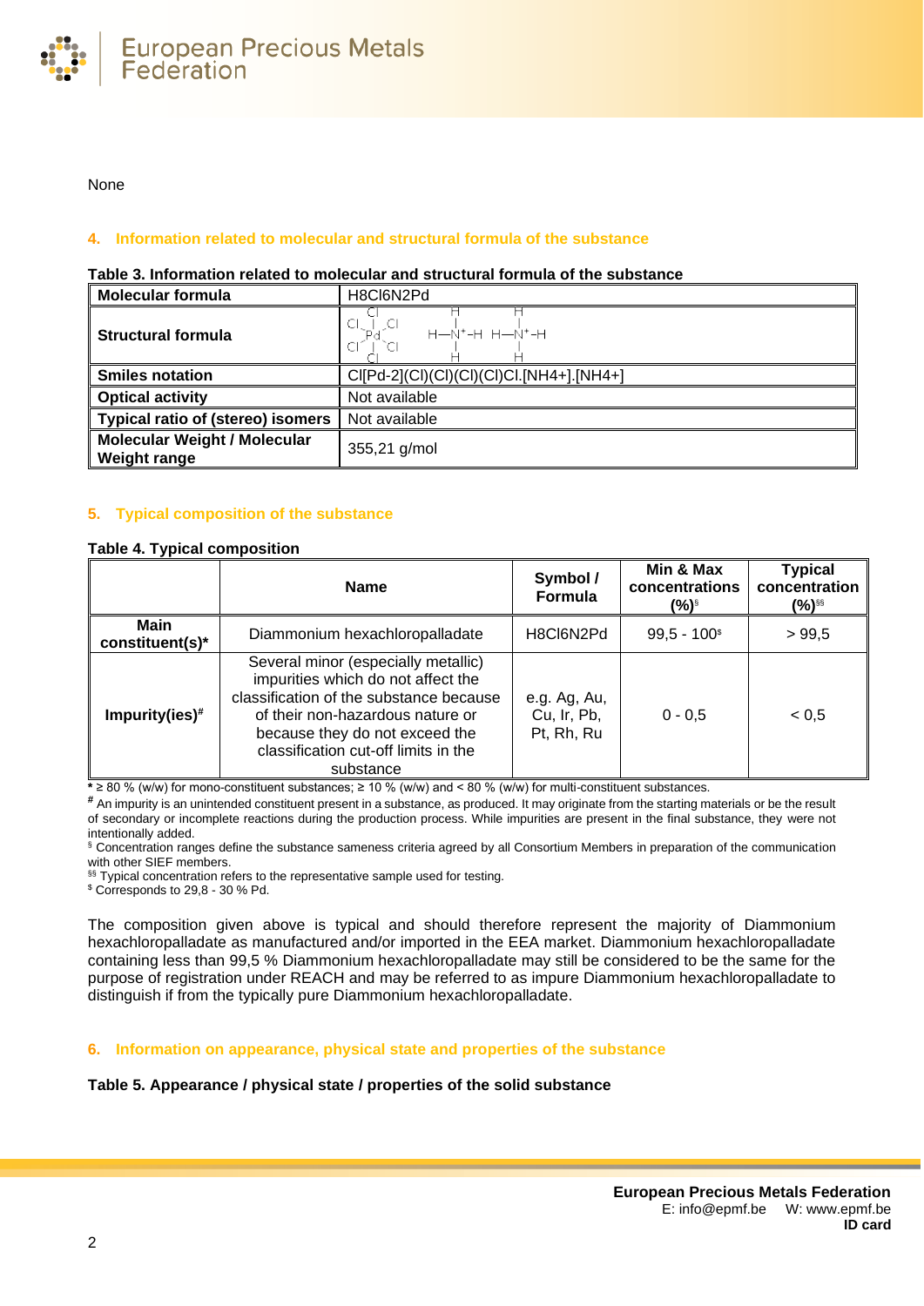None

## 4. Information related to molecular and structural formula of the substance

**Table 3. Information related to molecular and structural formula of the substance**

| Molecular formula | H8Cl6N2Pd |
|---|---|
| **Structural formula** | |
| **Smiles notation** | Cl[Pd-2](Cl)(Cl)(Cl)(Cl)Cl.[NH4+].[NH4+] |
| **Optical activity** | Not available |
| **Typical ratio of (stereo) isomers** | Not available |
| **Molecular Weight / Molecular Weight range** | 355,21 g/mol |

## 5. Typical composition of the substance

**Table 4. Typical composition**

| | Name | Symbol / Formula | Min & Max concentrations (%)[§] | Typical concentration (%)[§§] |
|---|---|---|---|---|
| **Main constituent(s)*** | Diammonium hexachloropalladate | H8Cl6N2Pd | 99,5 - 100[$] | > 99,5 |
| **Impurity(ies)[#]** | Several minor (especially metallic) impurities which do not affect the classification of the substance because of their non-hazardous nature or because they do not exceed the classification cut-off limits in the substance | e.g. Ag, Au, Cu, Ir, Pb, Pt, Rh, Ru | 0 - 0,5 | < 0,5 |

**\*** ≥ 80 % (w/w) for mono-constituent substances; ≥ 10 % (w/w) and < 80 % (w/w) for multi-constituent substances.

[#] An impurity is an unintended constituent present in a substance, as produced. It may originate from the starting materials or be the result of secondary or incomplete reactions during the production process. While impurities are present in the final substance, they were not intentionally added.

[§] Concentration ranges define the substance sameness criteria agreed by all Consortium Members in preparation of the communication with other SIEF members.

[§§] Typical concentration refers to the representative sample used for testing.

[$] Corresponds to 29,8 - 30 % Pd.

The composition given above is typical and should therefore represent the majority of Diammonium hexachloropalladate as manufactured and/or imported in the EEA market. Diammonium hexachloropalladate containing less than 99,5 % Diammonium hexachloropalladate may still be considered to be the same for the purpose of registration under REACH and may be referred to as impure Diammonium hexachloropalladate to distinguish if from the typically pure Diammonium hexachloropalladate.

## 6. Information on appearance, physical state and properties of the substance

**Table 5. Appearance / physical state / properties of the solid substance**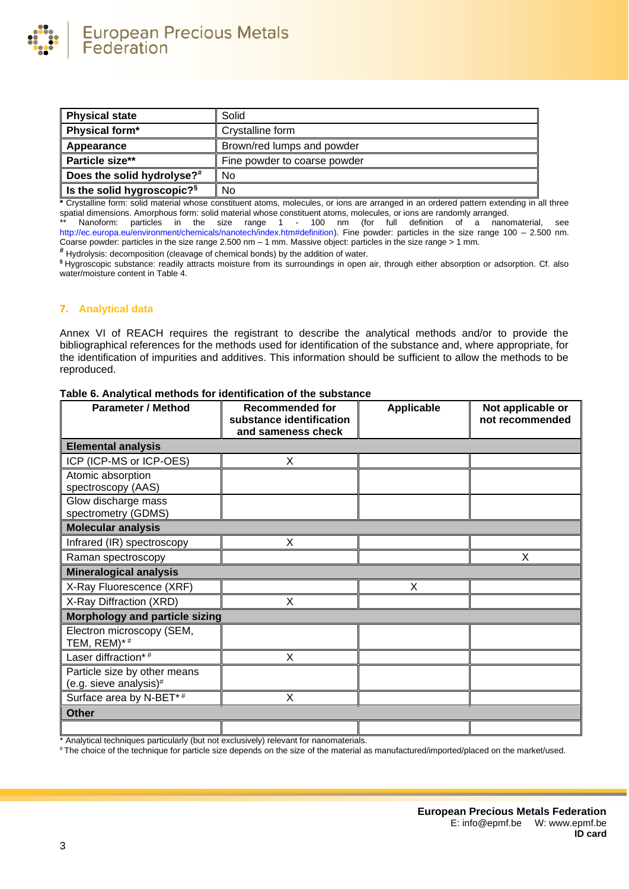| Physical state | Solid |
|---|---|
| Physical form* | Crystalline form |
| Appearance | Brown/red lumps and powder |
| Particle size** | Fine powder to coarse powder |
| Does the solid hydrolyse?# | No |
| Is the solid hygroscopic?§ | No |

* Crystalline form: solid material whose constituent atoms, molecules, or ions are arranged in an ordered pattern extending in all three spatial dimensions. Amorphous form: solid material whose constituent atoms, molecules, or ions are randomly arranged.
** Nanoform: particles in the size range 1 - 100 nm (for full definition of a nanomaterial, see http://ec.europa.eu/environment/chemicals/nanotech/index.htm#definition). Fine powder: particles in the size range 100 – 2.500 nm. Coarse powder: particles in the size range 2.500 nm – 1 mm. Massive object: particles in the size range > 1 mm.
# Hydrolysis: decomposition (cleavage of chemical bonds) by the addition of water.
§ Hygroscopic substance: readily attracts moisture from its surroundings in open air, through either absorption or adsorption. Cf. also water/moisture content in Table 4.

## 7. Analytical data

Annex VI of REACH requires the registrant to describe the analytical methods and/or to provide the bibliographical references for the methods used for identification of the substance and, where appropriate, for the identification of impurities and additives. This information should be sufficient to allow the methods to be reproduced.

**Table 6. Analytical methods for identification of the substance**

| Parameter / Method | Recommended for substance identification and sameness check | Applicable | Not applicable or not recommended |
|---|---|---|---|
| **Elemental analysis** | | | |
| ICP (ICP-MS or ICP-OES) | X | | |
| Atomic absorption spectroscopy (AAS) | | | |
| Glow discharge mass spectrometry (GDMS) | | | |
| **Molecular analysis** | | | |
| Infrared (IR) spectroscopy | X | | |
| Raman spectroscopy | | | X |
| **Mineralogical analysis** | | | |
| X-Ray Fluorescence (XRF) | | X | |
| X-Ray Diffraction (XRD) | X | | |
| **Morphology and particle sizing** | | | |
| Electron microscopy (SEM, TEM, REM)* # | | | |
| Laser diffraction* # | X | | |
| Particle size by other means (e.g. sieve analysis)# | | | |
| Surface area by N-BET* # | X | | |
| **Other** | | | |
| | | | |

* Analytical techniques particularly (but not exclusively) relevant for nanomaterials.
# The choice of the technique for particle size depends on the size of the material as manufactured/imported/placed on the market/used.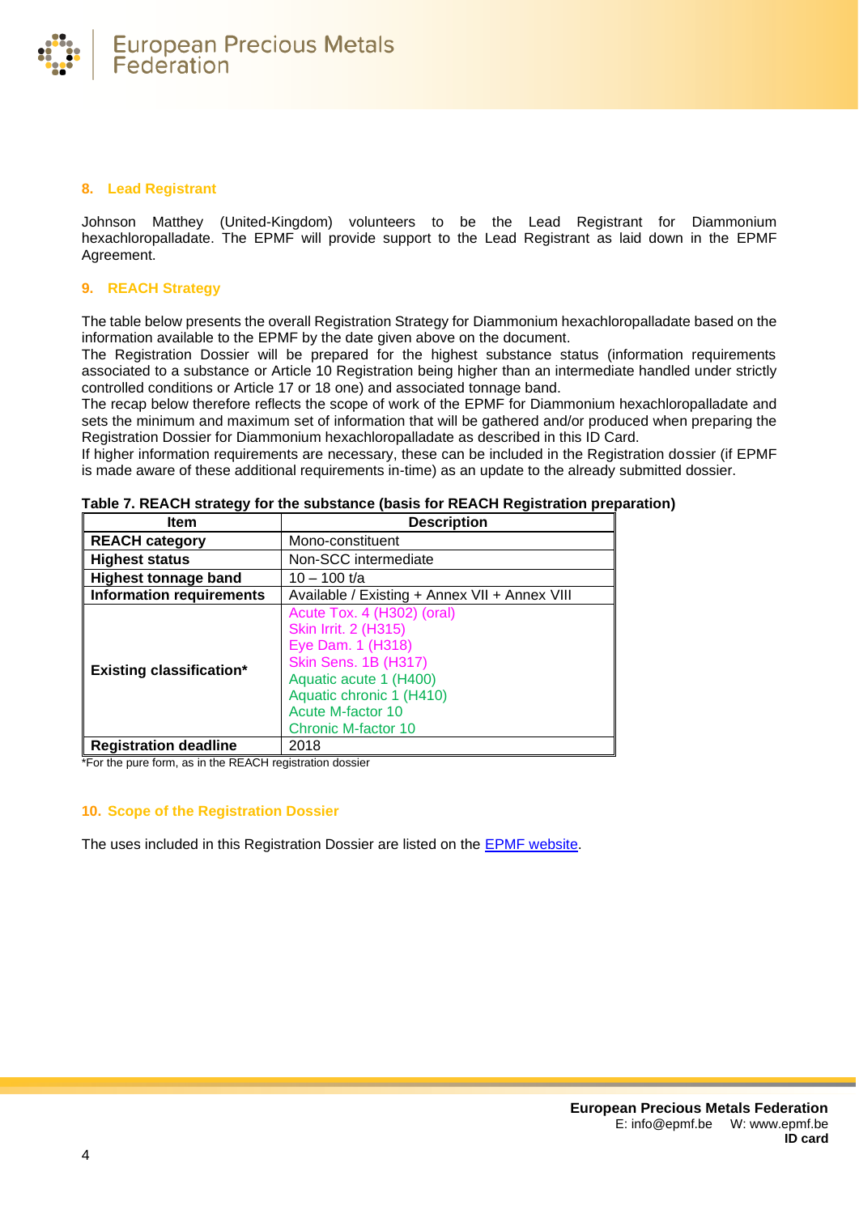## 8. Lead Registrant

Johnson Matthey (United-Kingdom) volunteers to be the Lead Registrant for Diammonium hexachloropalladate. The EPMF will provide support to the Lead Registrant as laid down in the EPMF Agreement.

## 9. REACH Strategy

The table below presents the overall Registration Strategy for Diammonium hexachloropalladate based on the information available to the EPMF by the date given above on the document.
The Registration Dossier will be prepared for the highest substance status (information requirements associated to a substance or Article 10 Registration being higher than an intermediate handled under strictly controlled conditions or Article 17 or 18 one) and associated tonnage band.
The recap below therefore reflects the scope of work of the EPMF for Diammonium hexachloropalladate and sets the minimum and maximum set of information that will be gathered and/or produced when preparing the Registration Dossier for Diammonium hexachloropalladate as described in this ID Card.
If higher information requirements are necessary, these can be included in the Registration dossier (if EPMF is made aware of these additional requirements in-time) as an update to the already submitted dossier.

**Table 7. REACH strategy for the substance (basis for REACH Registration preparation)**

| Item | Description |
|---|---|
| **REACH category** | Mono-constituent |
| **Highest status** | Non-SCC intermediate |
| **Highest tonnage band** | 10 – 100 t/a |
| **Information requirements** | Available / Existing + Annex VII + Annex VIII |
| **Existing classification*** | Acute Tox. 4 (H302) (oral)<br>Skin Irrit. 2 (H315)<br>Eye Dam. 1 (H318)<br>Skin Sens. 1B (H317)<br>Aquatic acute 1 (H400)<br>Aquatic chronic 1 (H410)<br>Acute M-factor 10<br>Chronic M-factor 10 |
| **Registration deadline** | 2018 |

*For the pure form, as in the REACH registration dossier

## 10. Scope of the Registration Dossier

The uses included in this Registration Dossier are listed on the EPMF website.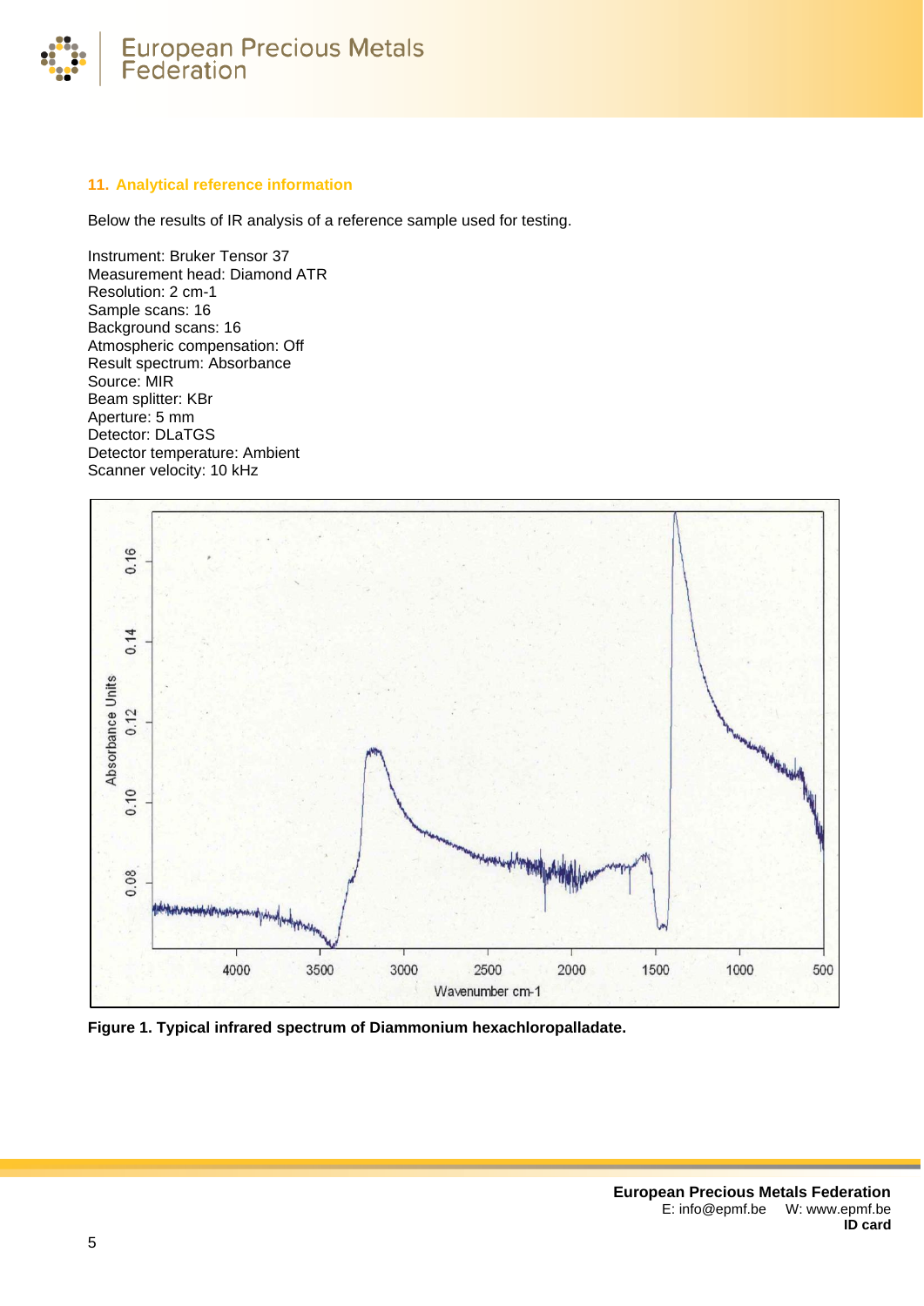## 11. Analytical reference information

Below the results of IR analysis of a reference sample used for testing.

Instrument: Bruker Tensor 37
Measurement head: Diamond ATR
Resolution: 2 cm-1
Sample scans: 16
Background scans: 16
Atmospheric compensation: Off
Result spectrum: Absorbance
Source: MIR
Beam splitter: KBr
Aperture: 5 mm
Detector: DLaTGS
Detector temperature: Ambient
Scanner velocity: 10 kHz

Absorbance Units
0.16
0.14
0.12
0.10
0.08
4000
3500
3000
2500
2000
1500
1000
500
Wavenumber cm-1

**Figure 1. Typical infrared spectrum of Diammonium hexachloropalladate.**